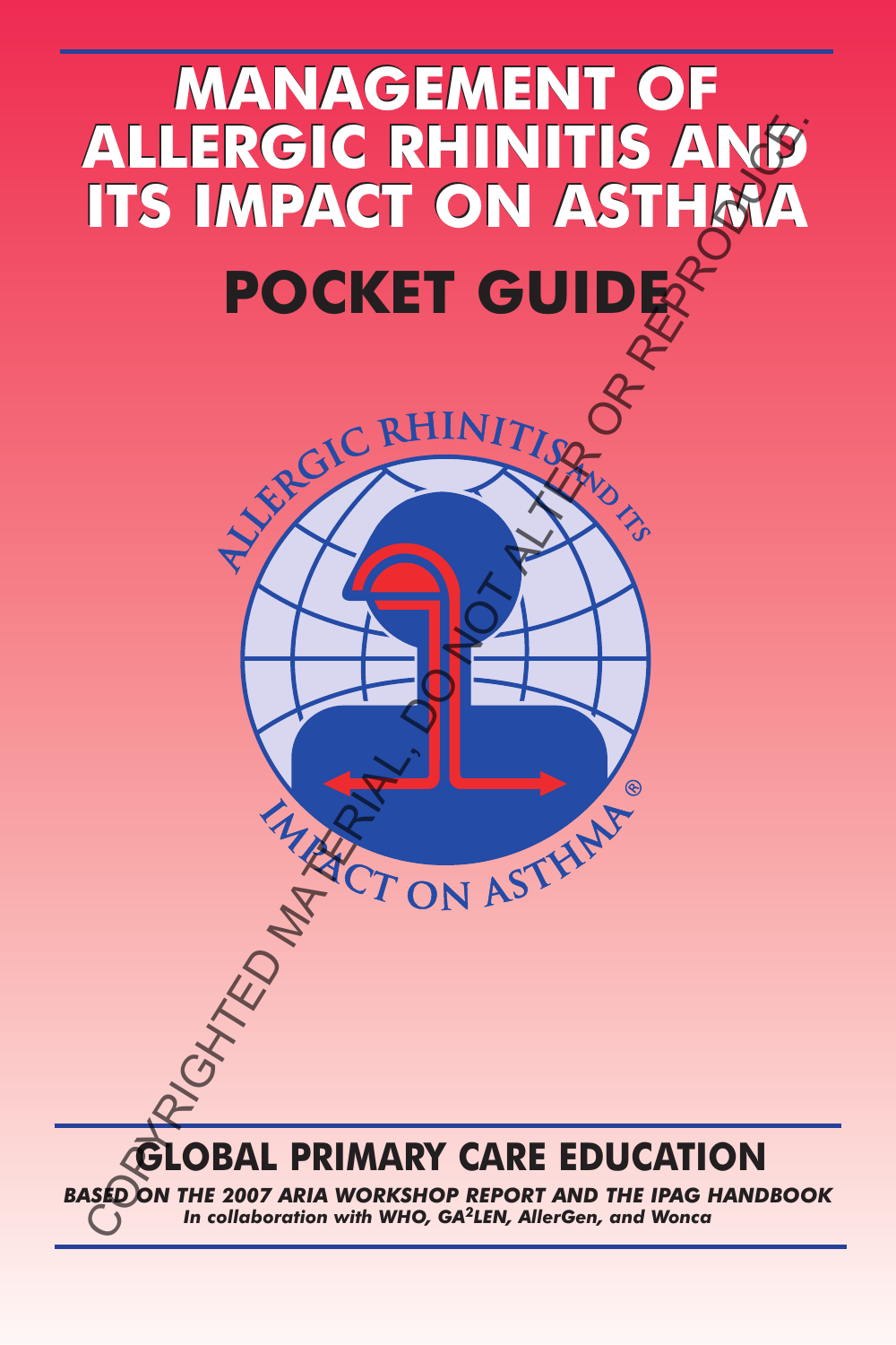# MANAGEMENT OF ALLERGIC RHINITIS AND ITS IMPACT ON ASTHMA

# POCKET GUIDE

## GLOBAL PRIMARY CARE EDUCATION

***BASED ON THE 2007 ARIA WORKSHOP REPORT AND THE IPAG HANDBOOK***

***In collaboration with WHO, $GA^2LEN$, AllerGen, and Wonca***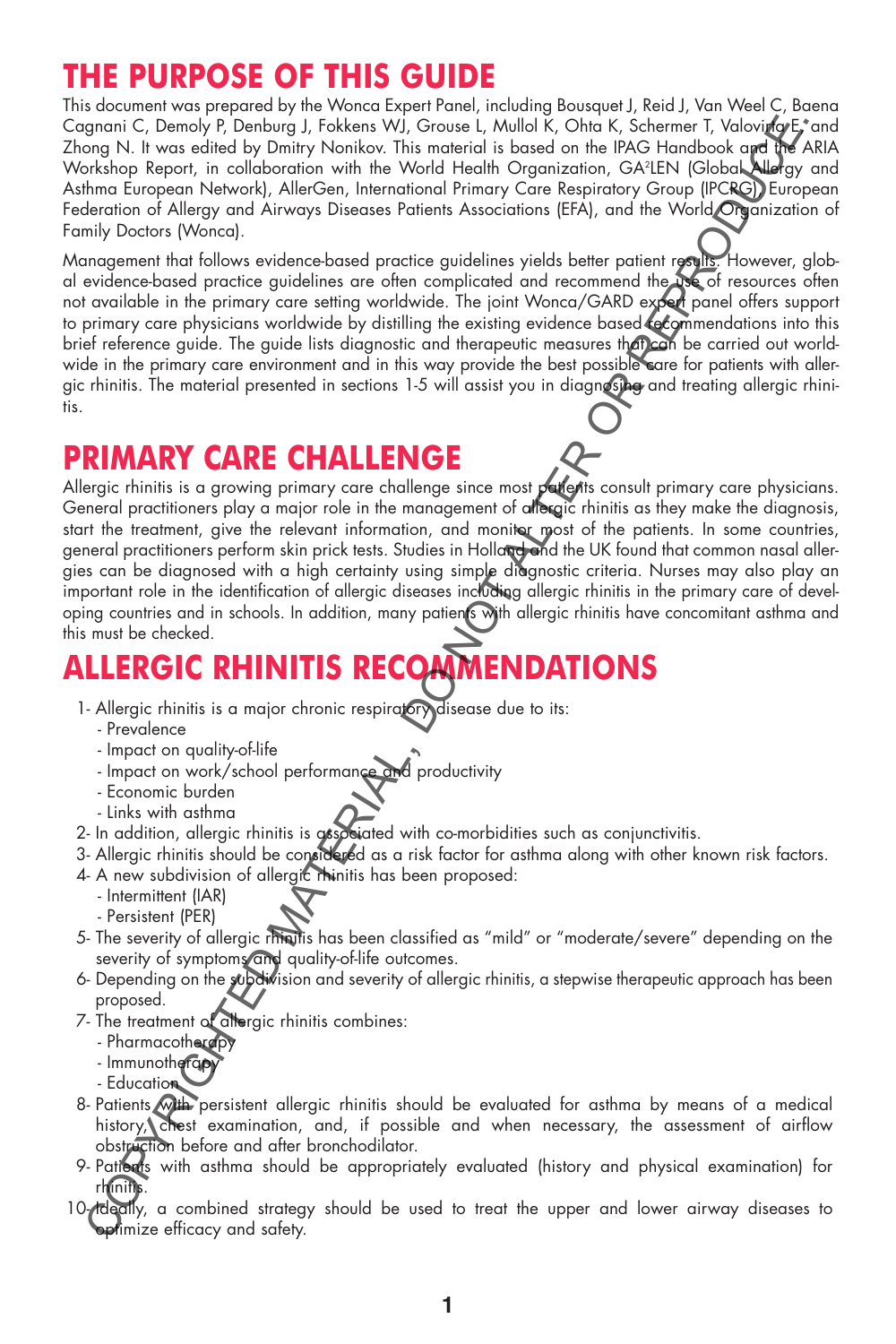# THE PURPOSE OF THIS GUIDE

This document was prepared by the Wonca Expert Panel, including Bousquet J, Reid J, Van Weel C, Baena Cagnani C, Demoly P, Denburg J, Fokkens WJ, Grouse L, Mullol K, Ohta K, Schermer T, Valovirta E, and Zhong N. It was edited by Dmitry Nonikov. This material is based on the IPAG Handbook and the ARIA Workshop Report, in collaboration with the World Health Organization, GA²LEN (Global Allergy and Asthma European Network), AllerGen, International Primary Care Respiratory Group (IPCRG), European Federation of Allergy and Airways Diseases Patients Associations (EFA), and the World Organization of Family Doctors (Wonca).

Management that follows evidence-based practice guidelines yields better patient results. However, global evidence-based practice guidelines are often complicated and recommend the use of resources often not available in the primary care setting worldwide. The joint Wonca/GARD expert panel offers support to primary care physicians worldwide by distilling the existing evidence based recommendations into this brief reference guide. The guide lists diagnostic and therapeutic measures that can be carried out worldwide in the primary care environment and in this way provide the best possible care for patients with allergic rhinitis. The material presented in sections 1-5 will assist you in diagnosing and treating allergic rhinitis.

# PRIMARY CARE CHALLENGE

Allergic rhinitis is a growing primary care challenge since most patients consult primary care physicians. General practitioners play a major role in the management of allergic rhinitis as they make the diagnosis, start the treatment, give the relevant information, and monitor most of the patients. In some countries, general practitioners perform skin prick tests. Studies in Holland and the UK found that common nasal allergies can be diagnosed with a high certainty using simple diagnostic criteria. Nurses may also play an important role in the identification of allergic diseases including allergic rhinitis in the primary care of developing countries and in schools. In addition, many patients with allergic rhinitis have concomitant asthma and this must be checked.

# ALLERGIC RHINITIS RECOMMENDATIONS

1- Allergic rhinitis is a major chronic respiratory disease due to its:
   - Prevalence
   - Impact on quality-of-life
   - Impact on work/school performance and productivity
   - Economic burden
   - Links with asthma

2- In addition, allergic rhinitis is associated with co-morbidities such as conjunctivitis.

3- Allergic rhinitis should be considered as a risk factor for asthma along with other known risk factors.

4- A new subdivision of allergic rhinitis has been proposed:
   - Intermittent (IAR)
   - Persistent (PER)

5- The severity of allergic rhinitis has been classified as "mild" or "moderate/severe" depending on the severity of symptoms and quality-of-life outcomes.

6- Depending on the subdivision and severity of allergic rhinitis, a stepwise therapeutic approach has been proposed.

7- The treatment of allergic rhinitis combines:
   - Pharmacotherapy
   - Immunotherapy
   - Education

8- Patients with persistent allergic rhinitis should be evaluated for asthma by means of a medical history, chest examination, and, if possible and when necessary, the assessment of airflow obstruction before and after bronchodilator.

9- Patients with asthma should be appropriately evaluated (history and physical examination) for rhinitis.

10- Ideally, a combined strategy should be used to treat the upper and lower airway diseases to optimize efficacy and safety.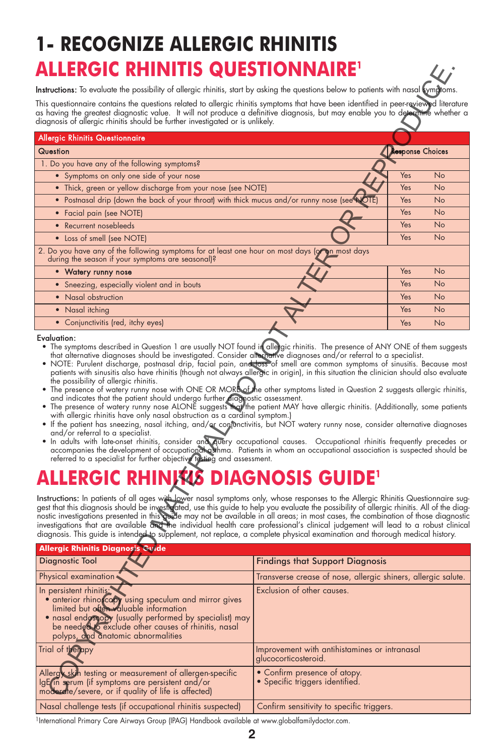# 1- RECOGNIZE ALLERGIC RHINITIS

## ALLERGIC RHINITIS QUESTIONNAIRE[1]

**Instructions:** To evaluate the possibility of allergic rhinitis, start by asking the questions below to patients with nasal symptoms.

This questionnaire contains the questions related to allergic rhinitis symptoms that have been identified in peer-reviewed literature as having the greatest diagnostic value. It will not produce a definitive diagnosis, but may enable you to determine whether a diagnosis of allergic rhinitis should be further investigated or is unlikely.

| Allergic Rhinitis Questionnaire | | |
|---|---|---|
| **Question** | **Response Choices** | |
| 1. Do you have any of the following symptoms? | | |
| • Symptoms on only one side of your nose | Yes | No |
| • Thick, green or yellow discharge from your nose (see NOTE) | Yes | No |
| • Postnasal drip (down the back of your throat) with thick mucus and/or runny nose (see NOTE) | Yes | No |
| • Facial pain (see NOTE) | Yes | No |
| • Recurrent nosebleeds | Yes | No |
| • Loss of smell (see NOTE) | Yes | No |
| 2. Do you have any of the following symptoms for at least one hour on most days (or on most days during the season if your symptoms are seasonal)? | | |
| • **Watery runny nose** | Yes | No |
| • Sneezing, especially violent and in bouts | Yes | No |
| • Nasal obstruction | Yes | No |
| • Nasal itching | Yes | No |
| • Conjunctivitis (red, itchy eyes) | Yes | No |

**Evaluation:**

- The symptoms described in Question 1 are usually NOT found in allergic rhinitis. The presence of ANY ONE of them suggests that alternative diagnoses should be investigated. Consider alternative diagnoses and/or referral to a specialist.
- NOTE: Purulent discharge, postnasal drip, facial pain, and loss of smell are common symptoms of sinusitis. Because most patients with sinusitis also have rhinitis (though not always allergic in origin), in this situation the clinician should also evaluate the possibility of allergic rhinitis.
- The presence of watery runny nose with ONE OR MORE of the other symptoms listed in Question 2 suggests allergic rhinitis, and indicates that the patient should undergo further diagnostic assessment.
- The presence of watery runny nose ALONE suggests that the patient MAY have allergic rhinitis. (Additionally, some patients with allergic rhinitis have only nasal obstruction as a cardinal symptom.)
- If the patient has sneezing, nasal itching, and/or conjunctivitis, but NOT watery runny nose, consider alternative diagnoses and/or referral to a specialist.
- In adults with late-onset rhinitis, consider and query occupational causes. Occupational rhinitis frequently precedes or accompanies the development of occupational asthma. Patients in whom an occupational association is suspected should be referred to a specialist for further objective testing and assessment.

## ALLERGIC RHINITIS DIAGNOSIS GUIDE[1]

**Instructions:** In patients of all ages with lower nasal symptoms only, whose responses to the Allergic Rhinitis Questionnaire suggest that this diagnosis should be investigated, use this guide to help you evaluate the possibility of allergic rhinitis. All of the diagnostic investigations presented in this guide may not be available in all areas; in most cases, the combination of those diagnostic investigations that are available and the individual health care professional's clinical judgement will lead to a robust clinical diagnosis. This guide is intended to supplement, not replace, a complete physical examination and thorough medical history.

| Allergic Rhinitis Diagnosis Guide | |
|---|---|
| **Diagnostic Tool** | **Findings that Support Diagnosis** |
| Physical examination | Transverse crease of nose, allergic shiners, allergic salute. |
| In persistent rhinitis:<br>• anterior rhinoscopy using speculum and mirror gives limited but often valuable information<br>• nasal endoscopy (usually performed by specialist) may be needed to exclude other causes of rhinitis, nasal polyps, and anatomic abnormalities | Exclusion of other causes. |
| Trial of therapy | Improvement with antihistamines or intranasal glucocorticosteroid. |
| Allergy skin testing or measurement of allergen-specific IgE in serum (if symptoms are persistent and/or moderate/severe, or if quality of life is affected) | • Confirm presence of atopy.<br>• Specific triggers identified. |
| Nasal challenge tests (if occupational rhinitis suspected) | Confirm sensitivity to specific triggers. |

[1]International Primary Care Airways Group (IPAG) Handbook available at www.globalfamilydoctor.com.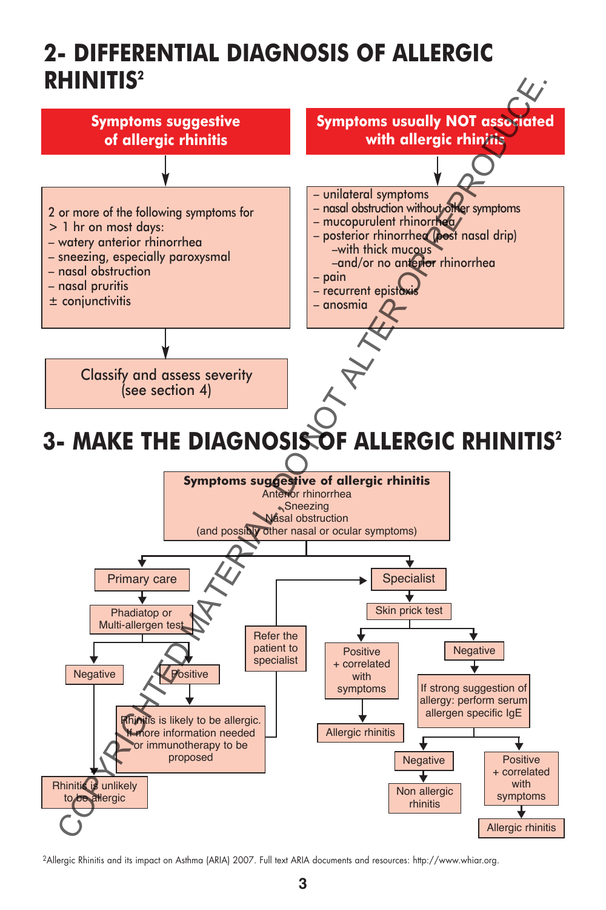# 2- DIFFERENTIAL DIAGNOSIS OF ALLERGIC RHINITIS[2]

**Symptoms suggestive of allergic rhinitis**

2 or more of the following symptoms for > 1 hr on most days:
- watery anterior rhinorrhea
- sneezing, especially paroxysmal
- nasal obstruction
- nasal pruritis

± conjunctivitis

Classify and assess severity (see section 4)

**Symptoms usually NOT associated with allergic rhinitis**

- unilateral symptoms
- nasal obstruction without other symptoms
- mucopurulent rhinorrhea
- posterior rhinorrhea (post nasal drip)
  - with thick mucous
  - and/or no anterior rhinorrhea
- pain
- recurrent epistaxis
- anosmia

# 3- MAKE THE DIAGNOSIS OF ALLERGIC RHINITIS[2]

**Symptoms suggestive of allergic rhinitis**
Anterior rhinorrhea
Sneezing
Nasal obstruction
(and possibly other nasal or ocular symptoms)

Primary care

Phadiatop or Multi-allergen test

Negative

Positive

Rhinitis is likely to be allergic. If more information needed or immunotherapy to be proposed

Refer the patient to specialist

Rhinitis is unlikely to be allergic

Specialist

Skin prick test

Positive + correlated with symptoms

Allergic rhinitis

Negative

If strong suggestion of allergy: perform serum allergen specific IgE

Negative

Non allergic rhinitis

Positive + correlated with symptoms

Allergic rhinitis

[2]Allergic Rhinitis and its impact on Asthma (ARIA) 2007. Full text ARIA documents and resources: http://www.whiar.org.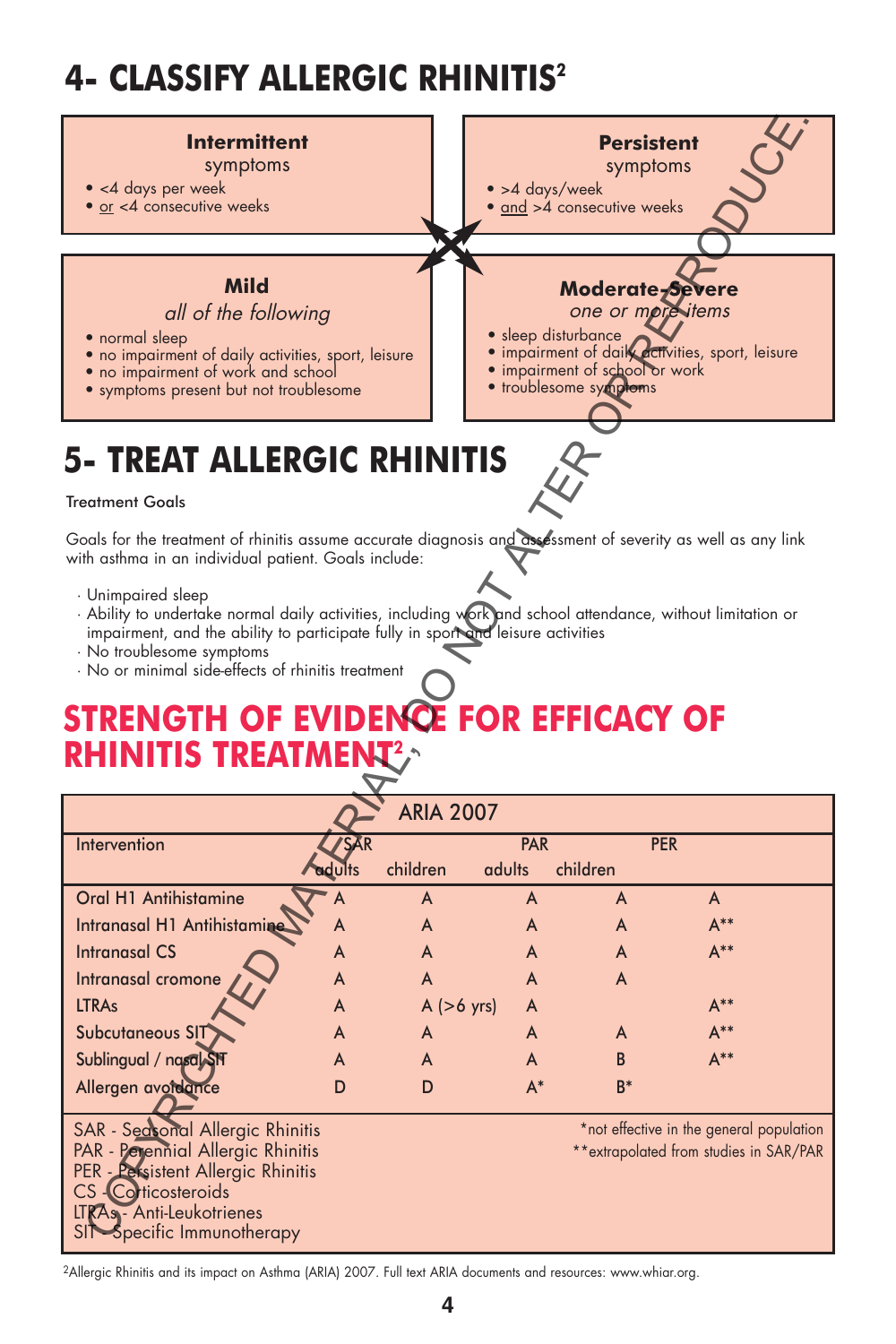# 4- CLASSIFY ALLERGIC RHINITIS[2]

**Intermittent**
symptoms
- <4 days per week
- or <4 consecutive weeks

**Persistent**
symptoms
- >4 days/week
- and >4 consecutive weeks

**Mild**
*all of the following*
- normal sleep
- no impairment of daily activities, sport, leisure
- no impairment of work and school
- symptoms present but not troublesome

**Moderate-Severe**
*one or more items*
- sleep disturbance
- impairment of daily activities, sport, leisure
- impairment of school or work
- troublesome symptoms

# 5- TREAT ALLERGIC RHINITIS

Treatment Goals

Goals for the treatment of rhinitis assume accurate diagnosis and assessment of severity as well as any link with asthma in an individual patient. Goals include:

- Unimpaired sleep
- Ability to undertake normal daily activities, including work and school attendance, without limitation or impairment, and the ability to participate fully in sport and leisure activities
- No troublesome symptoms
- No or minimal side-effects of rhinitis treatment

## STRENGTH OF EVIDENCE FOR EFFICACY OF RHINITIS TREATMENT[2]

| ARIA 2007 | | | | | |
|---|---|---|---|---|---|
| Intervention | SAR | | PAR | | PER |
| | adults | children | adults | children | |
| Oral H1 Antihistamine | A | A | A | A | A |
| Intranasal H1 Antihistamine | A | A | A | A | A** |
| Intranasal CS | A | A | A | A | A** |
| Intranasal cromone | A | A | A | A | |
| LTRAs | A | A (>6 yrs) | A | | A** |
| Subcutaneous SIT | A | A | A | A | A** |
| Sublingual / nasal SIT | A | A | A | B | A** |
| Allergen avoidance | D | D | A* | B* | |

SAR - Seasonal Allergic Rhinitis
PAR - Perennial Allergic Rhinitis
PER - Persistent Allergic Rhinitis
CS - Corticosteroids
LTRAs - Anti-Leukotrienes
SIT - Specific Immunotherapy

*not effective in the general population
**extrapolated from studies in SAR/PAR

[2] Allergic Rhinitis and its impact on Asthma (ARIA) 2007. Full text ARIA documents and resources: www.whiar.org.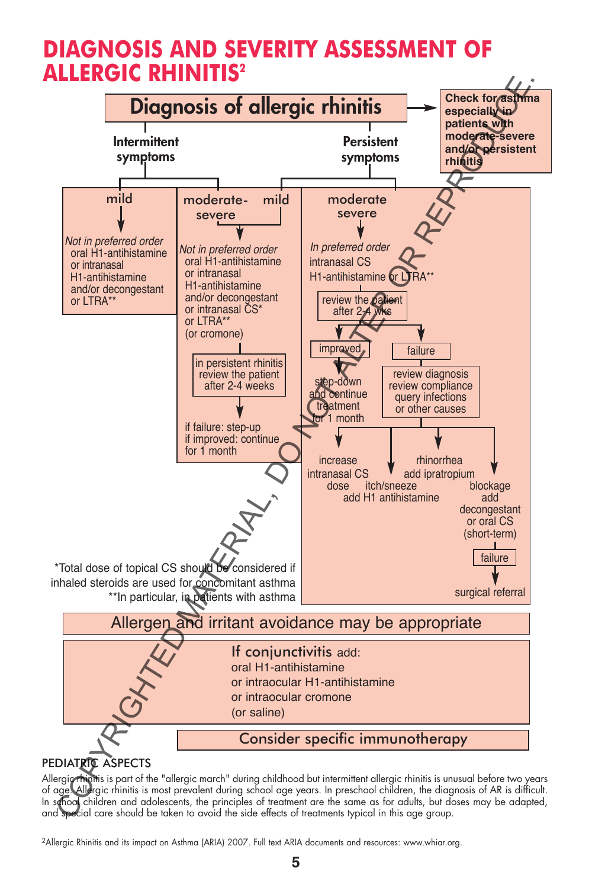# DIAGNOSIS AND SEVERITY ASSESSMENT OF ALLERGIC RHINITIS[2]

Diagnosis of allergic rhinitis

Check for asthma especially in patients with moderate-severe and/or persistent rhinitis

Intermittent symptoms

Persistent symptoms

mild

*Not in preferred order*
oral H1-antihistamine
or intranasal
H1-antihistamine
and/or decongestant
or LTRA**

moderate-severe

mild

*Not in preferred order*
oral H1-antihistamine
or intranasal
H1-antihistamine
and/or decongestant
or intranasal CS*
or LTRA**
(or cromone)

in persistent rhinitis review the patient after 2-4 weeks

if failure: step-up
if improved: continue for 1 month

moderate severe

*In preferred order*
intranasal CS
H1-antihistamine or LTRA**

review the patient after 2-4 wks

improved

step-down and continue treatment for 1 month

failure

review diagnosis
review compliance
query infections
or other causes

increase intranasal CS dose

itch/sneeze
add H1 antihistamine

rhinorrhea
add ipratropium

blockage
add decongestant
or oral CS
(short-term)

failure

surgical referral

*Total dose of topical CS should be considered if inhaled steroids are used for concomitant asthma

**In particular, in patients with asthma

Allergen and irritant avoidance may be appropriate

**If conjunctivitis** add:
oral H1-antihistamine
or intraocular H1-antihistamine
or intraocular cromone
(or saline)

Consider specific immunotherapy

## PEDIATRIC ASPECTS

Allergic rhinitis is part of the "allergic march" during childhood but intermittent allergic rhinitis is unusual before two years of age. Allergic rhinitis is most prevalent during school age years. In preschool children, the diagnosis of AR is difficult. In school children and adolescents, the principles of treatment are the same as for adults, but doses may be adapted, and special care should be taken to avoid the side effects of treatments typical in this age group.

[2]Allergic Rhinitis and its impact on Asthma (ARIA) 2007. Full text ARIA documents and resources: www.whiar.org.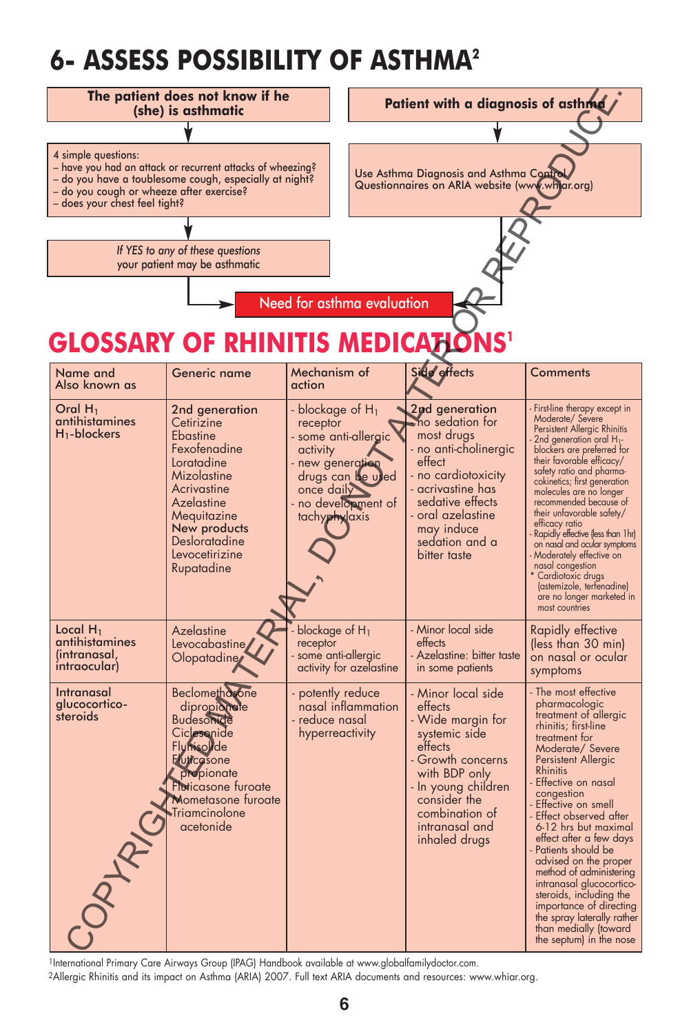# 6- ASSESS POSSIBILITY OF ASTHMA[2]

**The patient does not know if he (she) is asthmatic**

4 simple questions:
- have you had an attack or recurrent attacks of wheezing?
- do you have a toublesome cough, especially at night?
- do you cough or wheeze after exercise?
- does your chest feel tight?

*If YES to any of these questions your patient may be asthmatic*

**Patient with a diagnosis of asthma**

Use Asthma Diagnosis and Asthma Control Questionnaires on ARIA website (www.whiar.org)

Need for asthma evaluation

# GLOSSARY OF RHINITIS MEDICATIONS[1]

| Name and Also known as | Generic name | Mechanism of action | Side effects | Comments |
|---|---|---|---|---|
| Oral $H_1$ antihistamines $H_1$-blockers | 2nd generation Cetirizine Ebastine Fexofenadine Loratadine Mizolastine Acrivastine Azelastine Mequitazine **New products** Desloratadine Levocetirizine Rupatadine | - blockage of $H_1$ receptor - some anti-allergic activity - new generation drugs can be used once daily - no development of tachyphylaxis | 2nd generation - no sedation for most drugs - no anti-cholinergic effect - no cardiotoxicity - acrivastine has sedative effects - oral azelastine may induce sedation and a bitter taste | - First-line therapy except in Moderate/ Severe Persistent Allergic Rhinitis - 2nd generation oral $H_1$-blockers are preferred for their favorable efficacy/ safety ratio and pharmacokinetics; first generation molecules are no longer recommended because of their unfavorable safety/ efficacy ratio - Rapidly effective (less than 1hr) on nasal and ocular symptoms - Moderately effective on nasal congestion * Cardiotoxic drugs (astemizole, terfenadine) are no longer marketed in most countries |
| Local $H_1$ antihistamines (intranasal, intraocular) | Azelastine Levocabastine Olopatadine | - blockage of $H_1$ receptor - some anti-allergic activity for azelastine | - Minor local side effects - Azelastine: bitter taste in some patients | Rapidly effective (less than 30 min) on nasal or ocular symptoms |
| Intranasal glucocorticosteroids | Beclomethasone dipropionate Budesonide Ciclesonide Flunisolide Fluticasone propionate Fluticasone furoate Mometasone furoate Triamcinolone acetonide | - potently reduce nasal inflammation - reduce nasal hyperreactivity | - Minor local side effects - Wide margin for systemic side effects - Growth concerns with BDP only - In young children consider the combination of intranasal and inhaled drugs | - The most effective pharmacologic treatment of allergic rhinitis; first-line treatment for Moderate/ Severe Persistent Allergic Rhinitis - Effective on nasal congestion - Effective on smell - Effect observed after 6-12 hrs but maximal effect after a few days - Patients should be advised on the proper method of administering intranasal glucocorticosteroids, including the importance of directing the spray laterally rather than medially (toward the septum) in the nose |

[1]International Primary Care Airways Group (IPAG) Handbook available at www.globalfamilydoctor.com.
[2]Allergic Rhinitis and its impact on Asthma (ARIA) 2007. Full text ARIA documents and resources: www.whiar.org.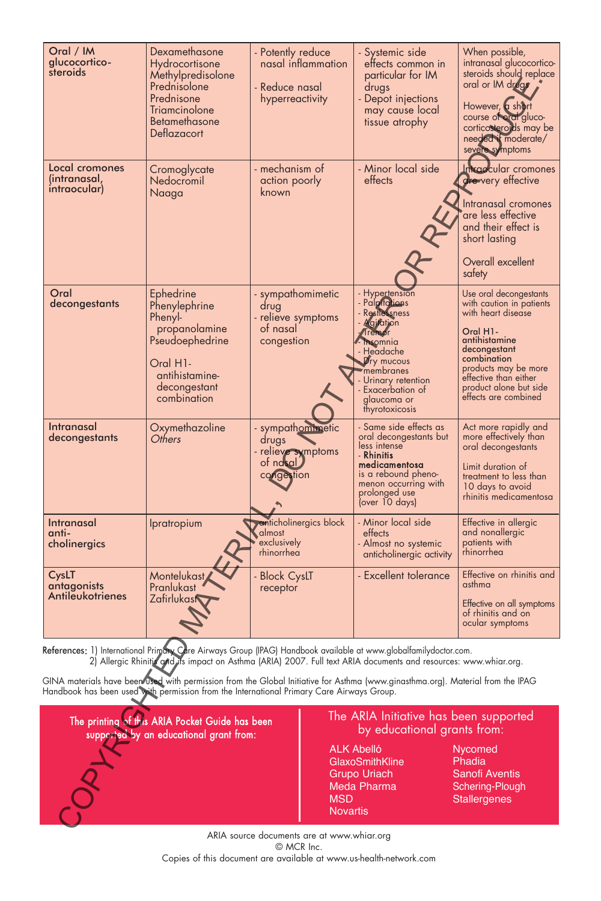| | | | | |
|---|---|---|---|---|
| Oral / IM glucocorticosteroids | Dexamethasone<br>Hydrocortisone<br>Methylpredisolone<br>Prednisolone<br>Prednisone<br>Triamcinolone<br>Betamethasone<br>Deflazacort | - Potently reduce nasal inflammation<br>- Reduce nasal hyperreactivity | - Systemic side effects common in particular for IM drugs<br>- Depot injections may cause local tissue atrophy | When possible, intranasal glucocorticosteroids should replace oral or IM drugs<br><br>However, a short course of oral glucocorticosteroids may be needed if moderate/severe symptoms |
| Local cromones (intranasal, intraocular) | Cromoglycate<br>Nedocromil<br>Naaga | - mechanism of action poorly known | - Minor local side effects | Intraocular cromones are very effective<br><br>Intranasal cromones are less effective and their effect is short lasting<br><br>Overall excellent safety |
| Oral decongestants | Ephedrine<br>Phenylephrine<br>Phenyl-propanolamine<br>Pseudoephedrine<br><br>Oral H1-antihistamine-decongestant combination | - sympathomimetic drug<br>- relieve symptoms of nasal congestion | - Hypertension<br>- Palpitations<br>- Restlessness<br>- Agitation<br>- Tremor<br>- Insomnia<br>- Headache<br>- Dry mucous membranes<br>- Urinary retention<br>- Exacerbation of glaucoma or thyrotoxicosis | Use oral decongestants with caution in patients with heart disease<br><br>**Oral H1-antihistamine decongestant combination** products may be more effective than either product alone but side effects are combined |
| Intranasal decongestants | Oxymethazoline<br>*Others* | - sympathomimetic drugs<br>- relieve symptoms of nasal congestion | - Same side effects as oral decongestants but less intense<br>- **Rhinitis medicamentosa** is a rebound phenomenon occurring with prolonged use (over 10 days) | Act more rapidly and more effectively than oral decongestants<br><br>Limit duration of treatment to less than 10 days to avoid rhinitis medicamentosa |
| Intranasal anti-cholinergics | Ipratropium | - anticholinergics block almost exclusively rhinorrhea | - Minor local side effects<br>- Almost no systemic anticholinergic activity | Effective in allergic and nonallergic patients with rhinorrhea |
| CysLT antagonists Antileukotrienes | Montelukast<br>Pranlukast<br>Zafirlukast | - Block CysLT receptor | - Excellent tolerance | Effective on rhinitis and asthma<br><br>Effective on all symptoms of rhinitis and on ocular symptoms |

References: 1) International Primary Care Airways Group (IPAG) Handbook available at www.globalfamilydoctor.com.
2) Allergic Rhinitis and its impact on Asthma (ARIA) 2007. Full text ARIA documents and resources: www.whiar.org.

GINA materials have been used with permission from the Global Initiative for Asthma (www.ginasthma.org). Material from the IPAG Handbook has been used with permission from the International Primary Care Airways Group.

The printing of this ARIA Pocket Guide has been supported by an educational grant from:

The ARIA Initiative has been supported by educational grants from:

ALK Abelló
GlaxoSmithKline
Grupo Uriach
Meda Pharma
MSD
Novartis
Nycomed
Phadia
Sanofi Aventis
Schering-Plough
Stallergenes

ARIA source documents are at www.whiar.org
© MCR Inc.
Copies of this document are available at www.us-health-network.com

COPYRIGHTED MATERIAL, DO NOT ALTER OR REPRODUCE